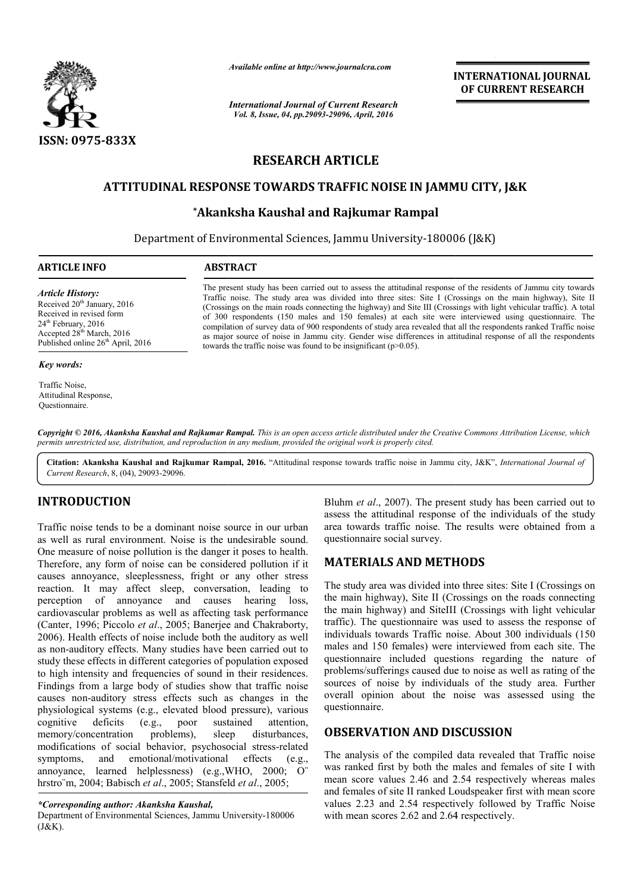ISSN: 0975-833X

*Available online at http://www.journalcra.com*

*International Journal of Current Research*
*Vol. 8, Issue, 04, pp.29093-29096, April, 2016*

**INTERNATIONAL JOURNAL OF CURRENT RESEARCH**

# RESEARCH ARTICLE

## ATTITUDINAL RESPONSE TOWARDS TRAFFIC NOISE IN JAMMU CITY, J&K

**\*Akanksha Kaushal and Rajkumar Rampal**

Department of Environmental Sciences, Jammu University-180006 (J&K)

**ARTICLE INFO**

*Article History:*
Received 20th January, 2016
Received in revised form
24th February, 2016
Accepted 28th March, 2016
Published online 26th April, 2016

*Key words:*

Traffic Noise,
Attitudinal Response,
Questionnaire.

**ABSTRACT**

The present study has been carried out to assess the attitudinal response of the residents of Jammu city towards Traffic noise. The study area was divided into three sites: Site I (Crossings on the main highway), Site II (Crossings on the main roads connecting the highway) and Site III (Crossings with light vehicular traffic). A total of 300 respondents (150 males and 150 females) at each site were interviewed using questionnaire. The compilation of survey data of 900 respondents of study area revealed that all the respondents ranked Traffic noise as major source of noise in Jammu city. Gender wise differences in attitudinal response of all the respondents towards the traffic noise was found to be insignificant ($p>0.05$).

*Copyright © 2016, Akanksha Kaushal and Rajkumar Rampal. This is an open access article distributed under the Creative Commons Attribution License, which permits unrestricted use, distribution, and reproduction in any medium, provided the original work is properly cited.*

**Citation: Akanksha Kaushal and Rajkumar Rampal, 2016.** "Attitudinal response towards traffic noise in Jammu city, J&K", *International Journal of Current Research*, 8, (04), 29093-29096.

## INTRODUCTION

Traffic noise tends to be a dominant noise source in our urban as well as rural environment. Noise is the undesirable sound. One measure of noise pollution is the danger it poses to health. Therefore, any form of noise can be considered pollution if it causes annoyance, sleeplessness, fright or any other stress reaction. It may affect sleep, conversation, leading to perception of annoyance and causes hearing loss, cardiovascular problems as well as affecting task performance (Canter, 1996; Piccolo *et al*., 2005; Banerjee and Chakraborty, 2006). Health effects of noise include both the auditory as well as non-auditory effects. Many studies have been carried out to study these effects in different categories of population exposed to high intensity and frequencies of sound in their residences. Findings from a large body of studies show that traffic noise causes non-auditory stress effects such as changes in the physiological systems (e.g., elevated blood pressure), various cognitive deficits (e.g., poor sustained attention, memory/concentration problems), sleep disturbances, modifications of social behavior, psychosocial stress-related symptoms, and emotional/motivational effects (e.g., annoyance, learned helplessness) (e.g.,WHO, 2000; Öhrström, 2004; Babisch *et al*., 2005; Stansfeld *et al*., 2005; Bluhm *et al*., 2007). The present study has been carried out to assess the attitudinal response of the individuals of the study area towards traffic noise. The results were obtained from a questionnaire social survey.

## MATERIALS AND METHODS

The study area was divided into three sites: Site I (Crossings on the main highway), Site II (Crossings on the roads connecting the main highway) and SiteIII (Crossings with light vehicular traffic). The questionnaire was used to assess the response of individuals towards Traffic noise. About 300 individuals (150 males and 150 females) were interviewed from each site. The questionnaire included questions regarding the nature of problems/sufferings caused due to noise as well as rating of the sources of noise by individuals of the study area. Further overall opinion about the noise was assessed using the questionnaire.

## OBSERVATION AND DISCUSSION

The analysis of the compiled data revealed that Traffic noise was ranked first by both the males and females of site I with mean score values 2.46 and 2.54 respectively whereas males and females of site II ranked Loudspeaker first with mean score values 2.23 and 2.54 respectively followed by Traffic Noise with mean scores 2.62 and 2.64 respectively.

*\*Corresponding author: Akanksha Kaushal,*
Department of Environmental Sciences, Jammu University-180006 (J&K).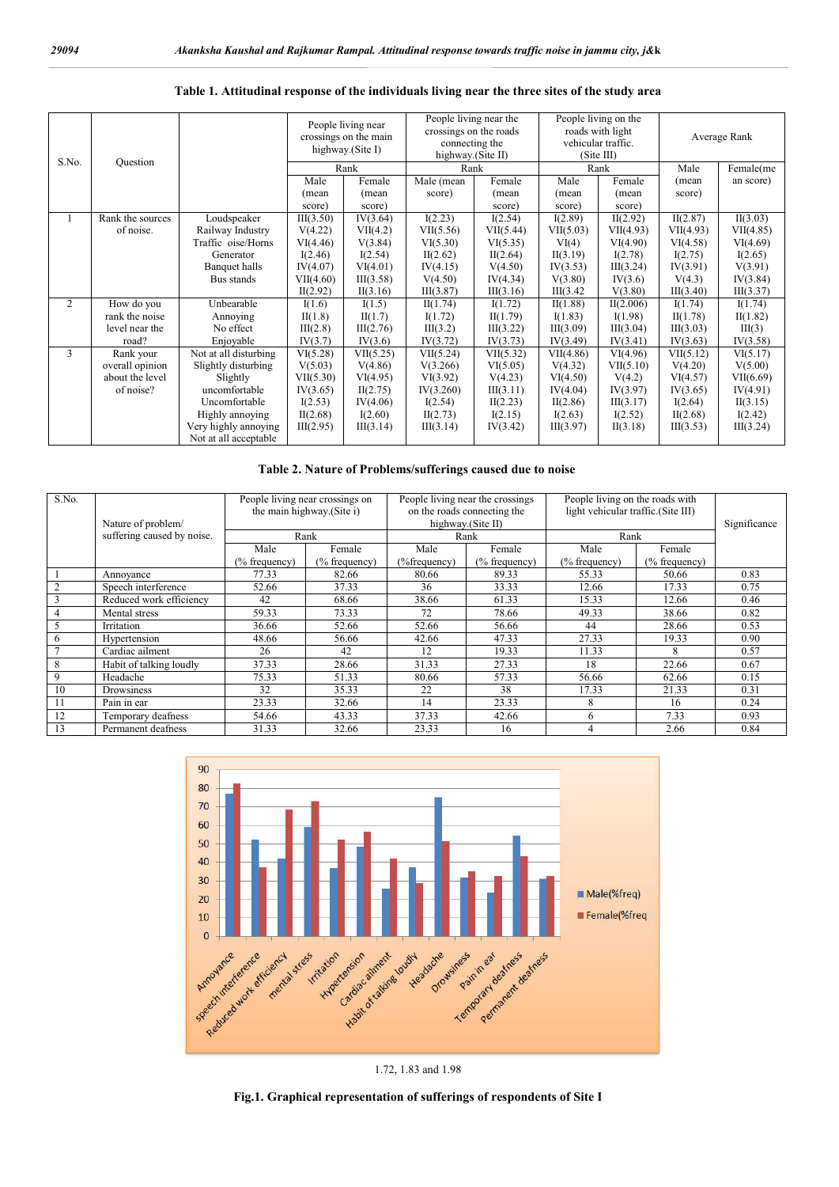**Table 1. Attitudinal response of the individuals living near the three sites of the study area**

| S.No. | Question | | People living near crossings on the main highway.(Site I) | | People living near the crossings on the roads connecting the highway.(Site II) | | People living on the roads with light vehicular traffic. (Site III) | | Average Rank | |
|---|---|---|---|---|---|---|---|---|---|---|
| | | | Rank | | Rank | | Rank | | | |
| | | | Male (mean score) | Female (mean score) | Male (mean score) | Female (mean score) | Male (mean score) | Female (mean score) | Male (mean score) | Female(mean score) |
| 1 | Rank the sources of noise. | Loudspeaker | III(3.50) | IV(3.64) | I(2.23) | I(2.54) | I(2.89) | II(2.92) | II(2.87) | II(3.03) |
| | | Railway Industry | V(4.22) | VII(4.2) | VII(5.56) | VII(5.44) | VII(5.03) | VII(4.93) | VII(4.93) | VII(4.85) |
| | | Traffic oise/Horns | VI(4.46) | V(3.84) | VI(5.30) | VI(5.35) | VI(4) | VI(4.90) | VI(4.58) | VI(4.69) |
| | | Generator | I(2.46) | I(2.54) | II(2.62) | II(2.64) | II(3.19) | I(2.78) | I(2.75) | I(2.65) |
| | | Banquet halls | IV(4.07) | VI(4.01) | IV(4.15) | V(4.50) | IV(3.53) | III(3.24) | IV(3.91) | V(3.91) |
| | | Bus stands | VII(4.60) | III(3.58) | V(4.50) | IV(4.34) | V(3.80) | IV(3.6) | V(4.3) | IV(3.84) |
| | | | II(2.92) | II(3.16) | III(3.87) | III(3.16) | III(3.42 | V(3.80) | III(3.40) | III(3.37) |
| 2 | How do you rank the noise level near the road? | Unbearable | I(1.6) | I(1.5) | II(1.74) | I(1.72) | II(1.88) | II(2.006) | I(1.74) | I(1.74) |
| | | Annoying | II(1.8) | II(1.7) | I(1.72) | II(1.79) | I(1.83) | I(1.98) | II(1.78) | II(1.82) |
| | | No effect | III(2.8) | III(2.76) | III(3.2) | III(3.22) | III(3.09) | III(3.04) | III(3.03) | III(3) |
| | | Enjoyable | IV(3.7) | IV(3.6) | IV(3.72) | IV(3.73) | IV(3.49) | IV(3.41) | IV(3.63) | IV(3.58) |
| 3 | Rank your overall opinion about the level of noise? | Not at all disturbing | VI(5.28) | VII(5.25) | VII(5.24) | VII(5.32) | VII(4.86) | VI(4.96) | VII(5.12) | VI(5.17) |
| | | Slightly disturbing | V(5.03) | V(4.86) | V(3.266) | VI(5.05) | V(4.32) | VII(5.10) | V(4.20) | V(5.00) |
| | | Slightly uncomfortable | VIII(5.30) | VI(4.95) | VI(3.92) | V(4.23) | VI(4.50) | V(4.2) | VI(4.57) | VII(6.69) |
| | | Uncomfortable | IV(3.65) | II(2.75) | IV(3.260) | III(3.11) | IV(4.04) | IV(3.97) | IV(3.65) | IV(4.91) |
| | | Highly annoying | I(2.53) | IV(4.06) | I(2.54) | II(2.23) | II(2.86) | III(3.17) | I(2.64) | II(3.15) |
| | | Very highly annoying | II(2.68) | I(2.60) | II(2.73) | I(2.15) | I(2.63) | I(2.52) | II(2.68) | I(2.42) |
| | | Not at all acceptable | III(2.95) | III(3.14) | III(3.14) | IV(3.42) | III(3.97) | II(3.18) | III(3.53) | III(3.24) |

**Table 2. Nature of Problems/sufferings caused due to noise**

| S.No. | Nature of problem/ suffering caused by noise. | People living near crossings on the main highway.(Site i) | | People living near the crossings on the roads connecting the highway.(Site II) | | People living on the roads with light vehicular traffic.(Site III) | | Significance |
|---|---|---|---|---|---|---|---|---|
| | | Rank | | Rank | | Rank | | |
| | | Male (% frequency) | Female (% frequency) | Male (%frequency) | Female (% frequency) | Male (% frequency) | Female (% frequency) | |
| 1 | Annoyance | 77.33 | 82.66 | 80.66 | 89.33 | 55.33 | 50.66 | 0.83 |
| 2 | Speech interference | 52.66 | 37.33 | 36 | 33.33 | 12.66 | 17.33 | 0.75 |
| 3 | Reduced work efficiency | 42 | 68.66 | 38.66 | 61.33 | 15.33 | 12.66 | 0.46 |
| 4 | Mental stress | 59.33 | 73.33 | 72 | 78.66 | 49.33 | 38.66 | 0.82 |
| 5 | Irritation | 36.66 | 52.66 | 52.66 | 56.66 | 44 | 28.66 | 0.53 |
| 6 | Hypertension | 48.66 | 56.66 | 42.66 | 47.33 | 27.33 | 19.33 | 0.90 |
| 7 | Cardiac ailment | 26 | 42 | 12 | 19.33 | 11.33 | 8 | 0.57 |
| 8 | Habit of talking loudly | 37.33 | 28.66 | 31.33 | 27.33 | 18 | 22.66 | 0.67 |
| 9 | Headache | 75.33 | 51.33 | 80.66 | 57.33 | 56.66 | 62.66 | 0.15 |
| 10 | Drowsiness | 32 | 35.33 | 22 | 38 | 17.33 | 21.33 | 0.31 |
| 11 | Pain in ear | 23.33 | 32.66 | 14 | 23.33 | 8 | 16 | 0.24 |
| 12 | Temporary deafness | 54.66 | 43.33 | 37.33 | 42.66 | 6 | 7.33 | 0.93 |
| 13 | Permanent deafness | 31.33 | 32.66 | 23.33 | 16 | 4 | 2.66 | 0.84 |

1.72, 1.83 and 1.98

**Fig.1. Graphical representation of sufferings of respondents of Site I**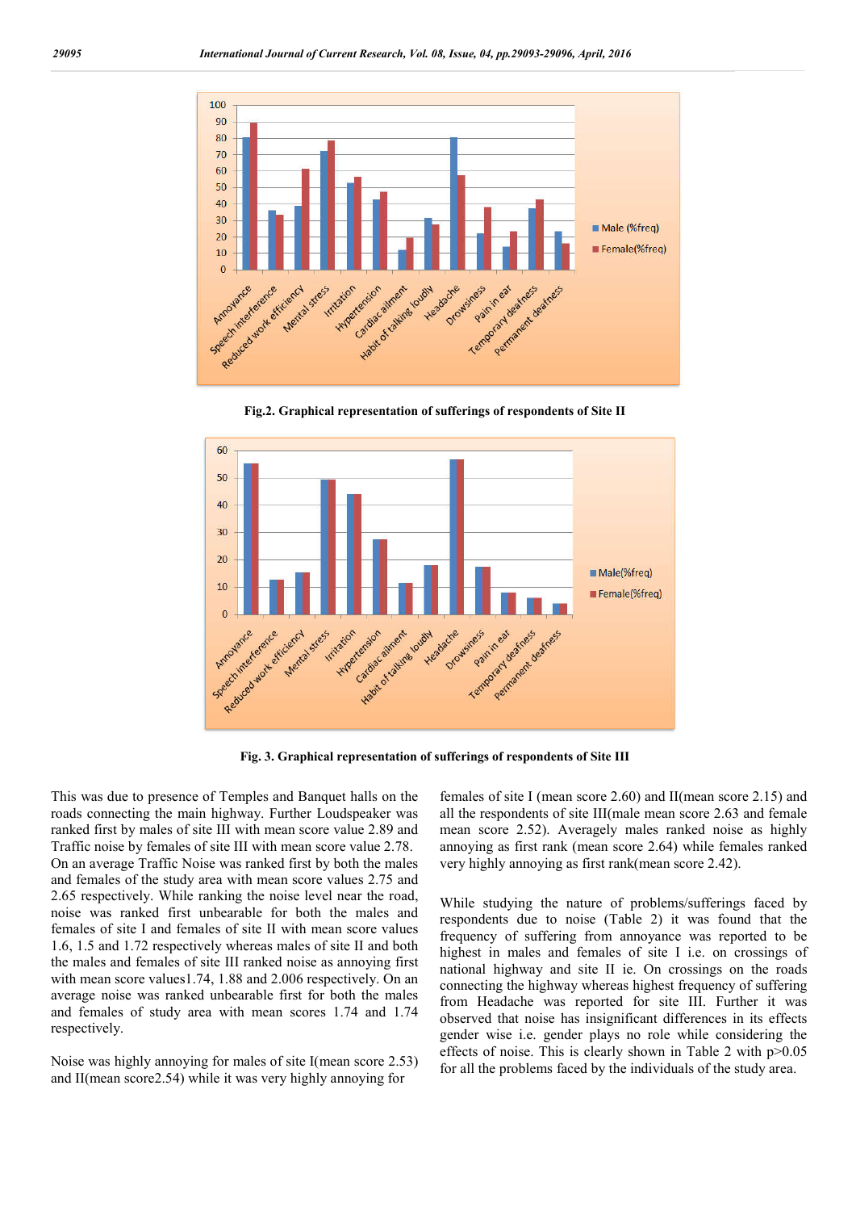Fig.2. Graphical representation of sufferings of respondents of Site II

Fig. 3. Graphical representation of sufferings of respondents of Site III

This was due to presence of Temples and Banquet halls on the roads connecting the main highway. Further Loudspeaker was ranked first by males of site III with mean score value 2.89 and Traffic noise by females of site III with mean score value 2.78. On an average Traffic Noise was ranked first by both the males and females of the study area with mean score values 2.75 and 2.65 respectively. While ranking the noise level near the road, noise was ranked first unbearable for both the males and females of site I and females of site II with mean score values 1.6, 1.5 and 1.72 respectively whereas males of site II and both the males and females of site III ranked noise as annoying first with mean score values1.74, 1.88 and 2.006 respectively. On an average noise was ranked unbearable first for both the males and females of study area with mean scores 1.74 and 1.74 respectively.

Noise was highly annoying for males of site I(mean score 2.53) and II(mean score2.54) while it was very highly annoying for females of site I (mean score 2.60) and II(mean score 2.15) and all the respondents of site III(male mean score 2.63 and female mean score 2.52). Averagely males ranked noise as highly annoying as first rank (mean score 2.64) while females ranked very highly annoying as first rank(mean score 2.42).

While studying the nature of problems/sufferings faced by respondents due to noise (Table 2) it was found that the frequency of suffering from annoyance was reported to be highest in males and females of site I i.e. on crossings of national highway and site II ie. On crossings on the roads connecting the highway whereas highest frequency of suffering from Headache was reported for site III. Further it was observed that noise has insignificant differences in its effects gender wise i.e. gender plays no role while considering the effects of noise. This is clearly shown in Table 2 with $p>0.05$ for all the problems faced by the individuals of the study area.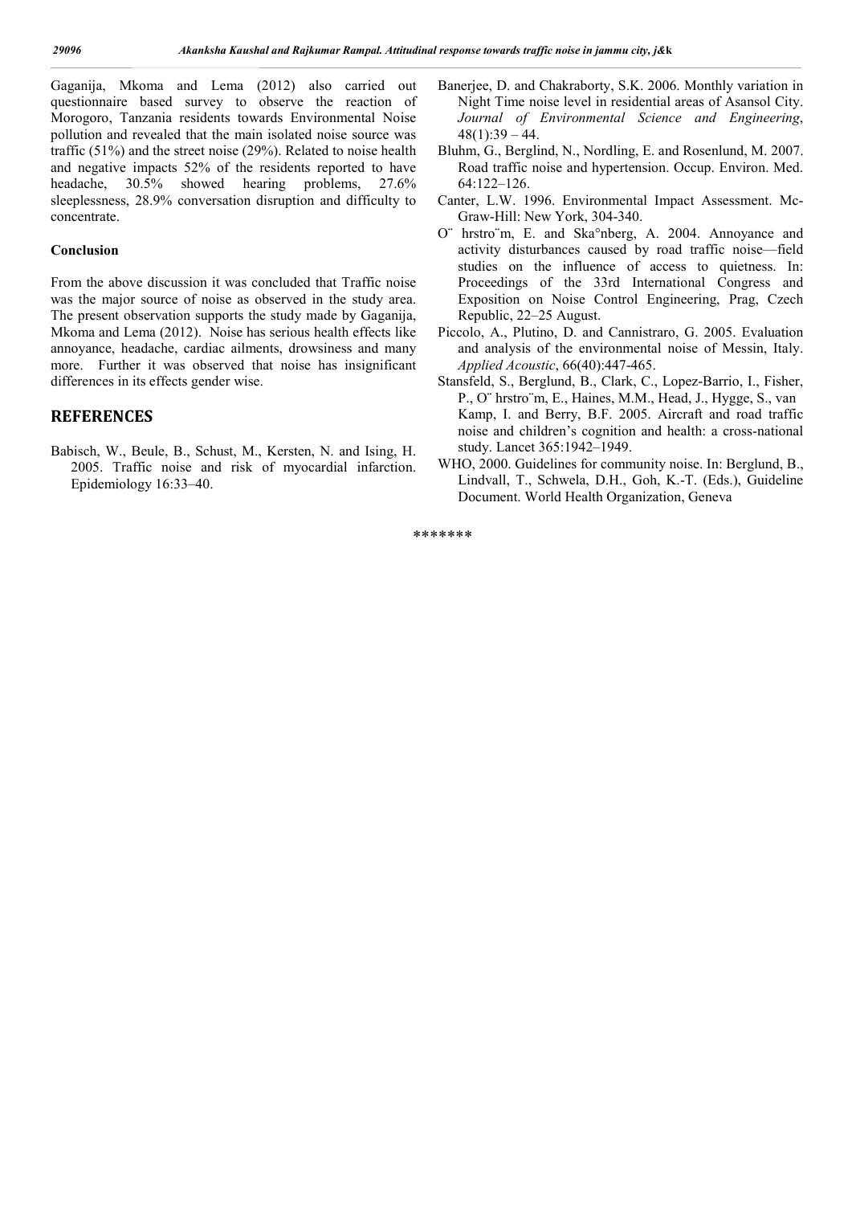Gaganija, Mkoma and Lema (2012) also carried out questionnaire based survey to observe the reaction of Morogoro, Tanzania residents towards Environmental Noise pollution and revealed that the main isolated noise source was traffic (51%) and the street noise (29%). Related to noise health and negative impacts 52% of the residents reported to have headache, 30.5% showed hearing problems, 27.6% sleeplessness, 28.9% conversation disruption and difficulty to concentrate.

### Conclusion

From the above discussion it was concluded that Traffic noise was the major source of noise as observed in the study area. The present observation supports the study made by Gaganija, Mkoma and Lema (2012). Noise has serious health effects like annoyance, headache, cardiac ailments, drowsiness and many more. Further it was observed that noise has insignificant differences in its effects gender wise.

## REFERENCES

Babisch, W., Beule, B., Schust, M., Kersten, N. and Ising, H. 2005. Traffic noise and risk of myocardial infarction. Epidemiology 16:33–40.

Banerjee, D. and Chakraborty, S.K. 2006. Monthly variation in Night Time noise level in residential areas of Asansol City. *Journal of Environmental Science and Engineering*, 48(1):39 – 44.

Bluhm, G., Berglind, N., Nordling, E. and Rosenlund, M. 2007. Road traffic noise and hypertension. Occup. Environ. Med. 64:122–126.

Canter, L.W. 1996. Environmental Impact Assessment. Mc-Graw-Hill: New York, 304-340.

O¨ hrstro¨m, E. and Ska°nberg, A. 2004. Annoyance and activity disturbances caused by road traffic noise—field studies on the influence of access to quietness. In: Proceedings of the 33rd International Congress and Exposition on Noise Control Engineering, Prag, Czech Republic, 22–25 August.

Piccolo, A., Plutino, D. and Cannistraro, G. 2005. Evaluation and analysis of the environmental noise of Messin, Italy. *Applied Acoustic*, 66(40):447-465.

Stansfeld, S., Berglund, B., Clark, C., Lopez-Barrio, I., Fisher, P., O¨ hrstro¨m, E., Haines, M.M., Head, J., Hygge, S., van Kamp, I. and Berry, B.F. 2005. Aircraft and road traffic noise and children's cognition and health: a cross-national study. Lancet 365:1942–1949.

WHO, 2000. Guidelines for community noise. In: Berglund, B., Lindvall, T., Schwela, D.H., Goh, K.-T. (Eds.), Guideline Document. World Health Organization, Geneva

*******